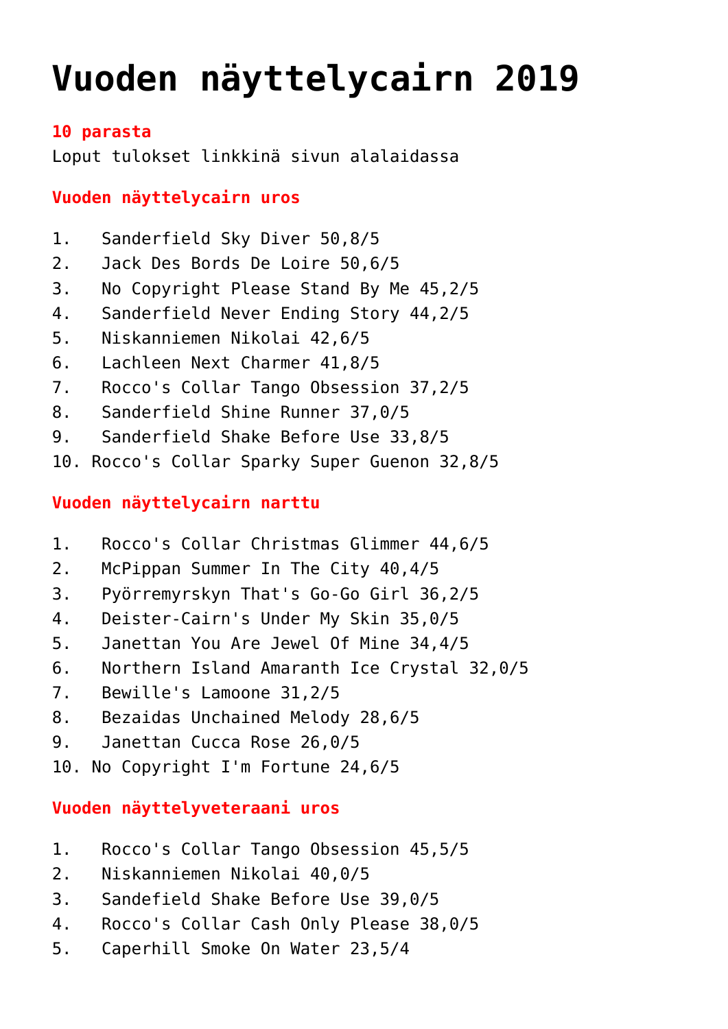# Vuoden näyttelycairn 2019

**10 parasta**

Loput tulokset linkkinä sivun alalaidassa

**Vuoden näyttelycairn uros**

1. Sanderfield Sky Diver 50,8/5
2. Jack Des Bords De Loire 50,6/5
3. No Copyright Please Stand By Me 45,2/5
4. Sanderfield Never Ending Story 44,2/5
5. Niskanniemen Nikolai 42,6/5
6. Lachleen Next Charmer 41,8/5
7. Rocco's Collar Tango Obsession 37,2/5
8. Sanderfield Shine Runner 37,0/5
9. Sanderfield Shake Before Use 33,8/5
10. Rocco's Collar Sparky Super Guenon 32,8/5

**Vuoden näyttelycairn narttu**

1. Rocco's Collar Christmas Glimmer 44,6/5
2. McPippan Summer In The City 40,4/5
3. Pyörremyrskyn That's Go-Go Girl 36,2/5
4. Deister-Cairn's Under My Skin 35,0/5
5. Janettan You Are Jewel Of Mine 34,4/5
6. Northern Island Amaranth Ice Crystal 32,0/5
7. Bewille's Lamoone 31,2/5
8. Bezaidas Unchained Melody 28,6/5
9. Janettan Cucca Rose 26,0/5
10. No Copyright I'm Fortune 24,6/5

**Vuoden näyttelyveteraani uros**

1. Rocco's Collar Tango Obsession 45,5/5
2. Niskanniemen Nikolai 40,0/5
3. Sandefield Shake Before Use 39,0/5
4. Rocco's Collar Cash Only Please 38,0/5
5. Caperhill Smoke On Water 23,5/4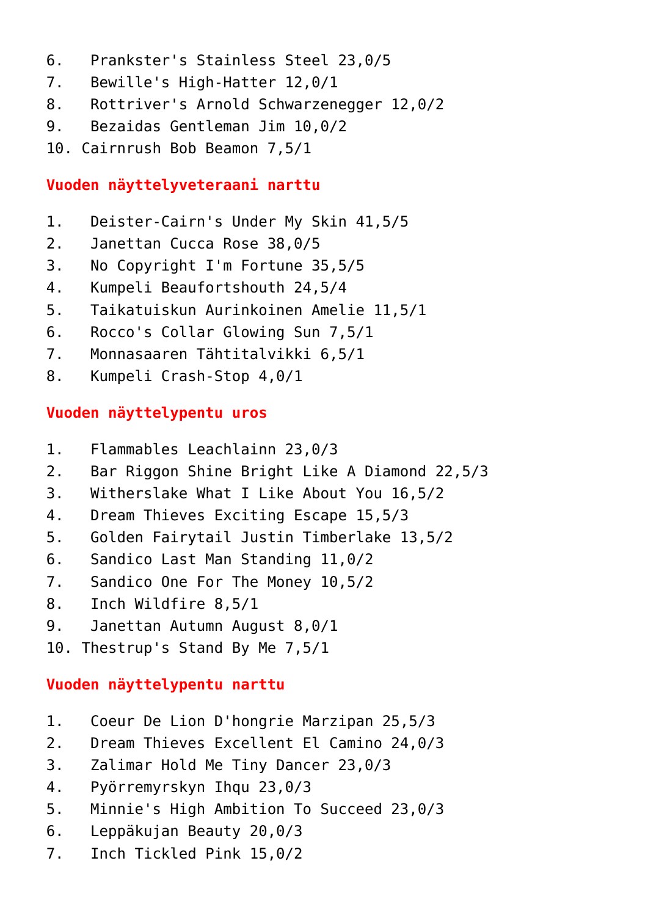6. Prankster's Stainless Steel 23,0/5
7. Bewille's High-Hatter 12,0/1
8. Rottriver's Arnold Schwarzenegger 12,0/2
9. Bezaidas Gentleman Jim 10,0/2
10. Cairnrush Bob Beamon 7,5/1

**Vuoden näyttelyveteraani narttu**

1. Deister-Cairn's Under My Skin 41,5/5
2. Janettan Cucca Rose 38,0/5
3. No Copyright I'm Fortune 35,5/5
4. Kumpeli Beaufortshouth 24,5/4
5. Taikatuiskun Aurinkoinen Amelie 11,5/1
6. Rocco's Collar Glowing Sun 7,5/1
7. Monnasaaren Tähtitalvikki 6,5/1
8. Kumpeli Crash-Stop 4,0/1

**Vuoden näyttelypentu uros**

1. Flammables Leachlainn 23,0/3
2. Bar Riggon Shine Bright Like A Diamond 22,5/3
3. Witherslake What I Like About You 16,5/2
4. Dream Thieves Exciting Escape 15,5/3
5. Golden Fairytail Justin Timberlake 13,5/2
6. Sandico Last Man Standing 11,0/2
7. Sandico One For The Money 10,5/2
8. Inch Wildfire 8,5/1
9. Janettan Autumn August 8,0/1
10. Thestrup's Stand By Me 7,5/1

**Vuoden näyttelypentu narttu**

1. Coeur De Lion D'hongrie Marzipan 25,5/3
2. Dream Thieves Excellent El Camino 24,0/3
3. Zalimar Hold Me Tiny Dancer 23,0/3
4. Pyörremyrskyn Ihqu 23,0/3
5. Minnie's High Ambition To Succeed 23,0/3
6. Leppäkujan Beauty 20,0/3
7. Inch Tickled Pink 15,0/2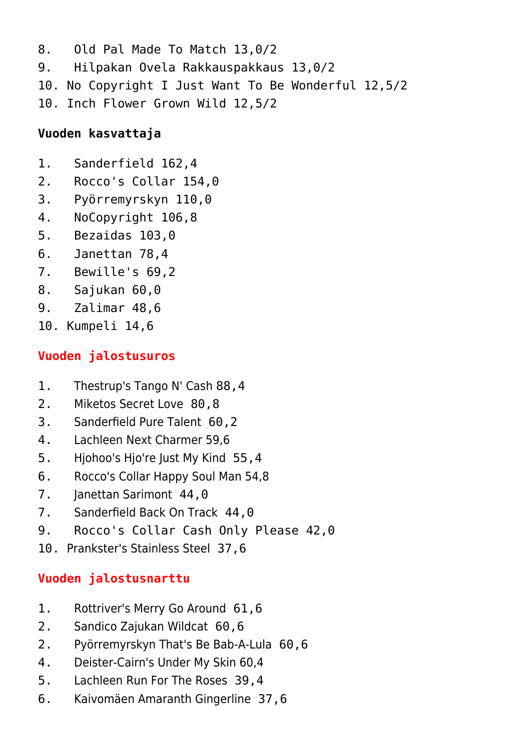8. Old Pal Made To Match 13,0/2
9. Hilpakan Ovela Rakkauspakkaus 13,0/2
10. No Copyright I Just Want To Be Wonderful 12,5/2
10. Inch Flower Grown Wild 12,5/2

**Vuoden kasvattaja**

1. Sanderfield 162,4
2. Rocco's Collar 154,0
3. Pyörremyrskyn 110,0
4. NoCopyright 106,8
5. Bezaidas 103,0
6. Janettan 78,4
7. Bewille's 69,2
8. Sajukan 60,0
9. Zalimar 48,6
10. Kumpeli 14,6

**Vuoden jalostusuros**

1. Thestrup's Tango N' Cash 88,4
2. Miketos Secret Love 80,8
3. Sanderfield Pure Talent 60,2
4. Lachleen Next Charmer 59,6
5. Hjohoo's Hjo're Just My Kind 55,4
6. Rocco's Collar Happy Soul Man 54,8
7. Janettan Sarimont 44,0
7. Sanderfield Back On Track 44,0
9. Rocco's Collar Cash Only Please 42,0
10. Prankster's Stainless Steel 37,6

**Vuoden jalostusnarttu**

1. Rottriver's Merry Go Around 61,6
2. Sandico Zajukan Wildcat 60,6
2. Pyörremyrskyn That's Be Bab-A-Lula 60,6
4. Deister-Cairn's Under My Skin 60,4
5. Lachleen Run For The Roses 39,4
6. Kaivomäen Amaranth Gingerline 37,6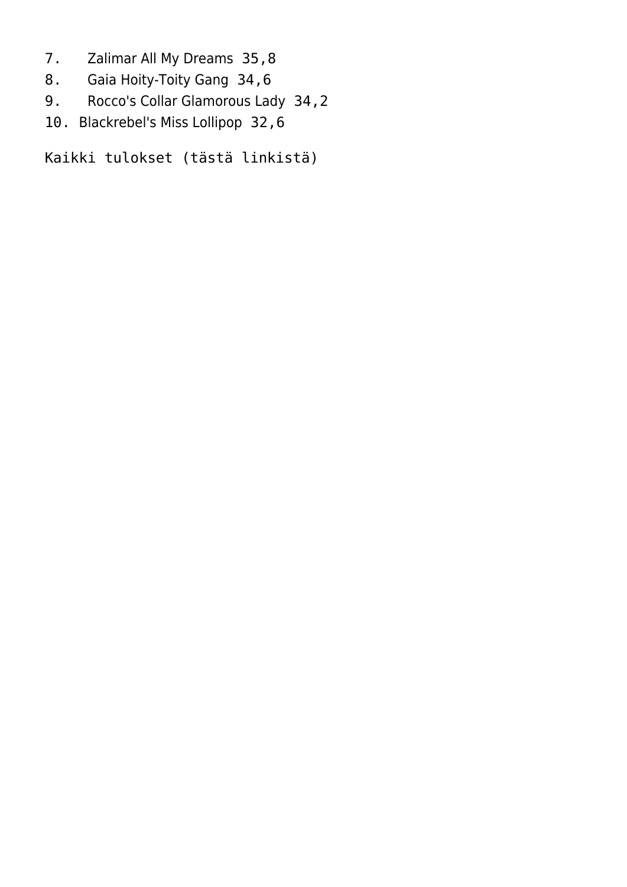7. Zalimar All My Dreams 35,8
8. Gaia Hoity-Toity Gang 34,6
9. Rocco's Collar Glamorous Lady 34,2
10. Blackrebel's Miss Lollipop 32,6

Kaikki tulokset (tästä linkistä)